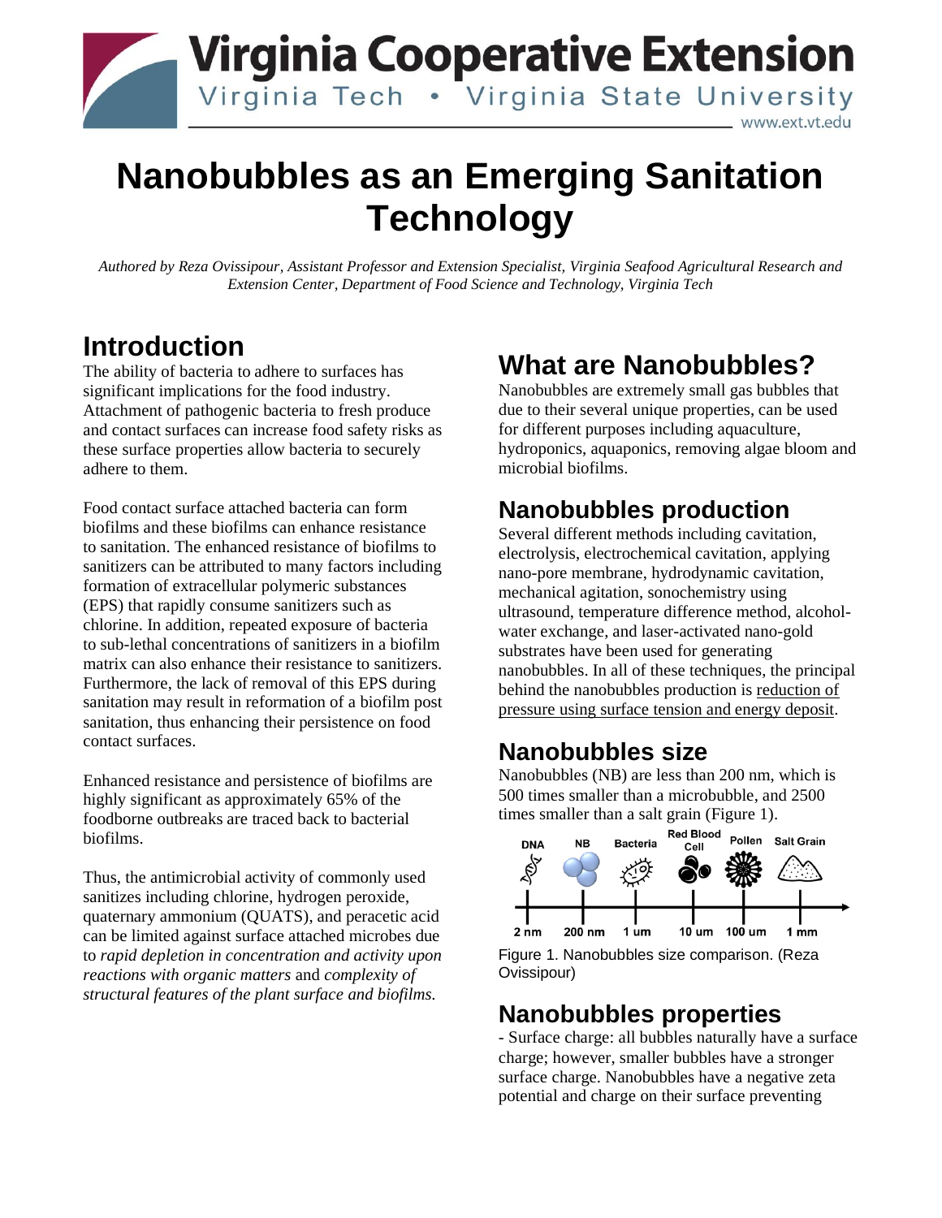# Nanobubbles as an Emerging Sanitation Technology

*Authored by Reza Ovissipour, Assistant Professor and Extension Specialist, Virginia Seafood Agricultural Research and Extension Center, Department of Food Science and Technology, Virginia Tech*

## Introduction

The ability of bacteria to adhere to surfaces has significant implications for the food industry. Attachment of pathogenic bacteria to fresh produce and contact surfaces can increase food safety risks as these surface properties allow bacteria to securely adhere to them.

Food contact surface attached bacteria can form biofilms and these biofilms can enhance resistance to sanitation. The enhanced resistance of biofilms to sanitizers can be attributed to many factors including formation of extracellular polymeric substances (EPS) that rapidly consume sanitizers such as chlorine. In addition, repeated exposure of bacteria to sub-lethal concentrations of sanitizers in a biofilm matrix can also enhance their resistance to sanitizers. Furthermore, the lack of removal of this EPS during sanitation may result in reformation of a biofilm post sanitation, thus enhancing their persistence on food contact surfaces.

Enhanced resistance and persistence of biofilms are highly significant as approximately 65% of the foodborne outbreaks are traced back to bacterial biofilms.

Thus, the antimicrobial activity of commonly used sanitizes including chlorine, hydrogen peroxide, quaternary ammonium (QUATS), and peracetic acid can be limited against surface attached microbes due to *rapid depletion in concentration and activity upon reactions with organic matters* and *complexity of structural features of the plant surface and biofilms.*

## What are Nanobubbles?

Nanobubbles are extremely small gas bubbles that due to their several unique properties, can be used for different purposes including aquaculture, hydroponics, aquaponics, removing algae bloom and microbial biofilms.

## Nanobubbles production

Several different methods including cavitation, electrolysis, electrochemical cavitation, applying nano-pore membrane, hydrodynamic cavitation, mechanical agitation, sonochemistry using ultrasound, temperature difference method, alcohol-water exchange, and laser-activated nano-gold substrates have been used for generating nanobubbles. In all of these techniques, the principal behind the nanobubbles production is reduction of pressure using surface tension and energy deposit.

## Nanobubbles size

Nanobubbles (NB) are less than 200 nm, which is 500 times smaller than a microbubble, and 2500 times smaller than a salt grain (Figure 1).

Figure 1. Nanobubbles size comparison. (Reza Ovissipour)

## Nanobubbles properties

- Surface charge: all bubbles naturally have a surface charge; however, smaller bubbles have a stronger surface charge. Nanobubbles have a negative zeta potential and charge on their surface preventing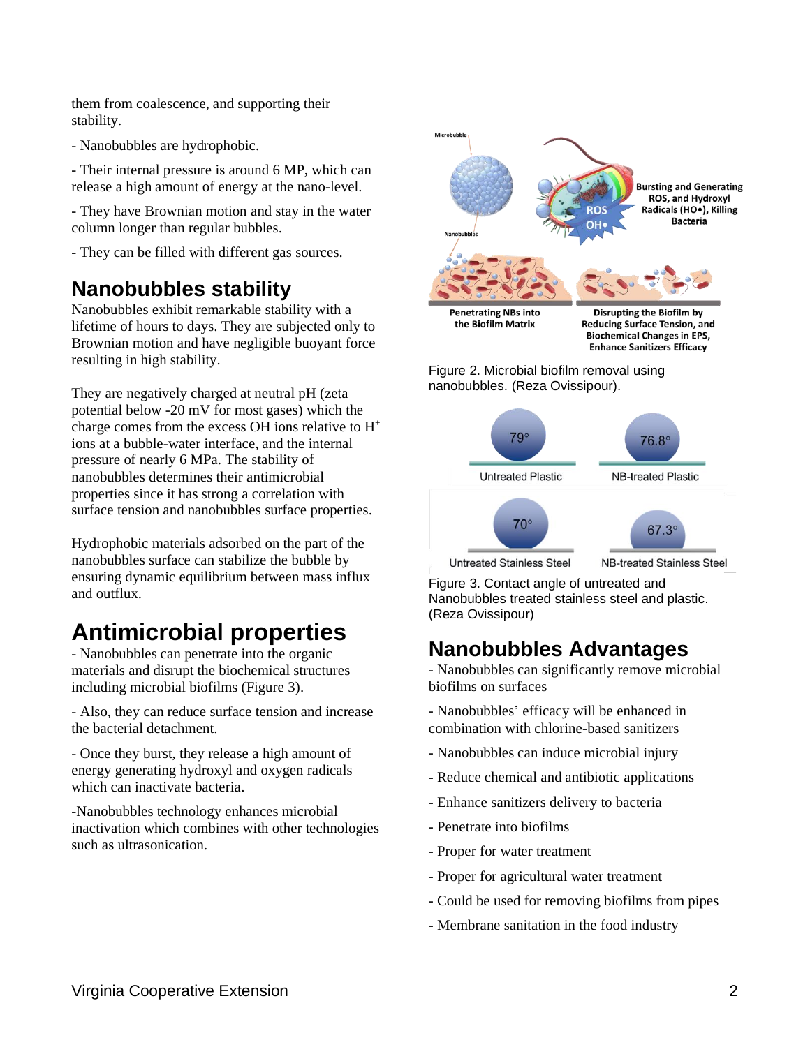them from coalescence, and supporting their stability.

- Nanobubbles are hydrophobic.

- Their internal pressure is around 6 MP, which can release a high amount of energy at the nano-level.

- They have Brownian motion and stay in the water column longer than regular bubbles.

- They can be filled with different gas sources.

## Nanobubbles stability

Nanobubbles exhibit remarkable stability with a lifetime of hours to days. They are subjected only to Brownian motion and have negligible buoyant force resulting in high stability.

They are negatively charged at neutral pH (zeta potential below -20 mV for most gases) which the charge comes from the excess OH ions relative to $H^+$ ions at a bubble-water interface, and the internal pressure of nearly 6 MPa. The stability of nanobubbles determines their antimicrobial properties since it has strong a correlation with surface tension and nanobubbles surface properties.

Hydrophobic materials adsorbed on the part of the nanobubbles surface can stabilize the bubble by ensuring dynamic equilibrium between mass influx and outflux.

## Antimicrobial properties

- Nanobubbles can penetrate into the organic materials and disrupt the biochemical structures including microbial biofilms (Figure 3).

- Also, they can reduce surface tension and increase the bacterial detachment.

- Once they burst, they release a high amount of energy generating hydroxyl and oxygen radicals which can inactivate bacteria.

-Nanobubbles technology enhances microbial inactivation which combines with other technologies such as ultrasonication.

Figure 2. Microbial biofilm removal using nanobubbles. (Reza Ovissipour).

Figure 3. Contact angle of untreated and Nanobubbles treated stainless steel and plastic. (Reza Ovissipour)

## Nanobubbles Advantages

- Nanobubbles can significantly remove microbial biofilms on surfaces

- Nanobubbles' efficacy will be enhanced in combination with chlorine-based sanitizers

- Nanobubbles can induce microbial injury

- Reduce chemical and antibiotic applications

- Enhance sanitizers delivery to bacteria

- Penetrate into biofilms

- Proper for water treatment

- Proper for agricultural water treatment

- Could be used for removing biofilms from pipes

- Membrane sanitation in the food industry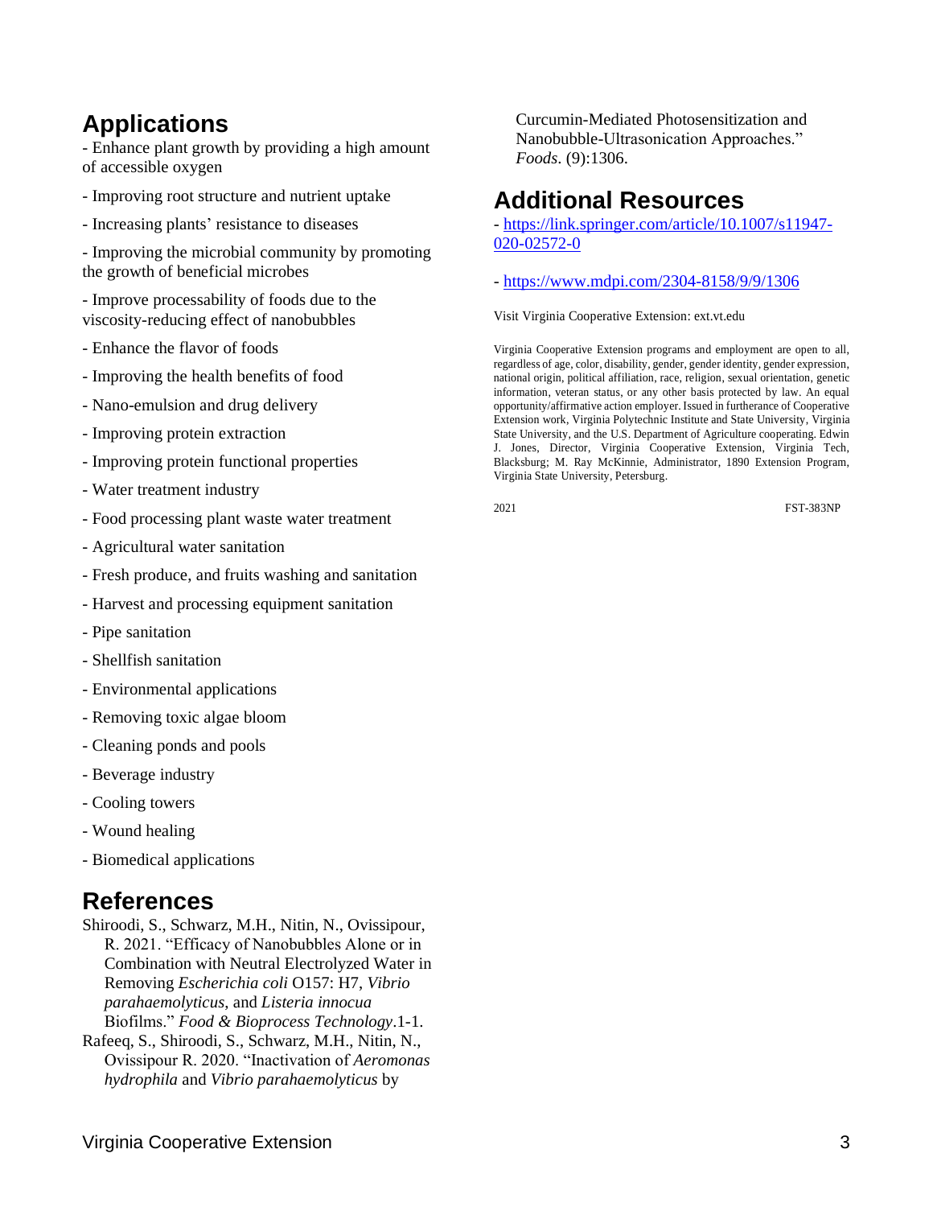## Applications

- Enhance plant growth by providing a high amount of accessible oxygen
- Improving root structure and nutrient uptake
- Increasing plants' resistance to diseases
- Improving the microbial community by promoting the growth of beneficial microbes
- Improve processability of foods due to the viscosity-reducing effect of nanobubbles
- Enhance the flavor of foods
- Improving the health benefits of food
- Nano-emulsion and drug delivery
- Improving protein extraction
- Improving protein functional properties
- Water treatment industry
- Food processing plant waste water treatment
- Agricultural water sanitation
- Fresh produce, and fruits washing and sanitation
- Harvest and processing equipment sanitation
- Pipe sanitation
- Shellfish sanitation
- Environmental applications
- Removing toxic algae bloom
- Cleaning ponds and pools
- Beverage industry
- Cooling towers
- Wound healing
- Biomedical applications

## References

Shiroodi, S., Schwarz, M.H., Nitin, N., Ovissipour, R. 2021. "Efficacy of Nanobubbles Alone or in Combination with Neutral Electrolyzed Water in Removing *Escherichia coli* O157: H7, *Vibrio parahaemolyticus*, and *Listeria innocua* Biofilms." *Food & Bioprocess Technology*.1-1.

Rafeeq, S., Shiroodi, S., Schwarz, M.H., Nitin, N., Ovissipour R. 2020. "Inactivation of *Aeromonas hydrophila* and *Vibrio parahaemolyticus* by Curcumin-Mediated Photosensitization and Nanobubble-Ultrasonication Approaches." *Foods*. (9):1306.

## Additional Resources

- https://link.springer.com/article/10.1007/s11947-020-02572-0

- https://www.mdpi.com/2304-8158/9/9/1306

Visit Virginia Cooperative Extension: ext.vt.edu

Virginia Cooperative Extension programs and employment are open to all, regardless of age, color, disability, gender, gender identity, gender expression, national origin, political affiliation, race, religion, sexual orientation, genetic information, veteran status, or any other basis protected by law. An equal opportunity/affirmative action employer. Issued in furtherance of Cooperative Extension work, Virginia Polytechnic Institute and State University, Virginia State University, and the U.S. Department of Agriculture cooperating. Edwin J. Jones, Director, Virginia Cooperative Extension, Virginia Tech, Blacksburg; M. Ray McKinnie, Administrator, 1890 Extension Program, Virginia State University, Petersburg.

2021 FST-383NP